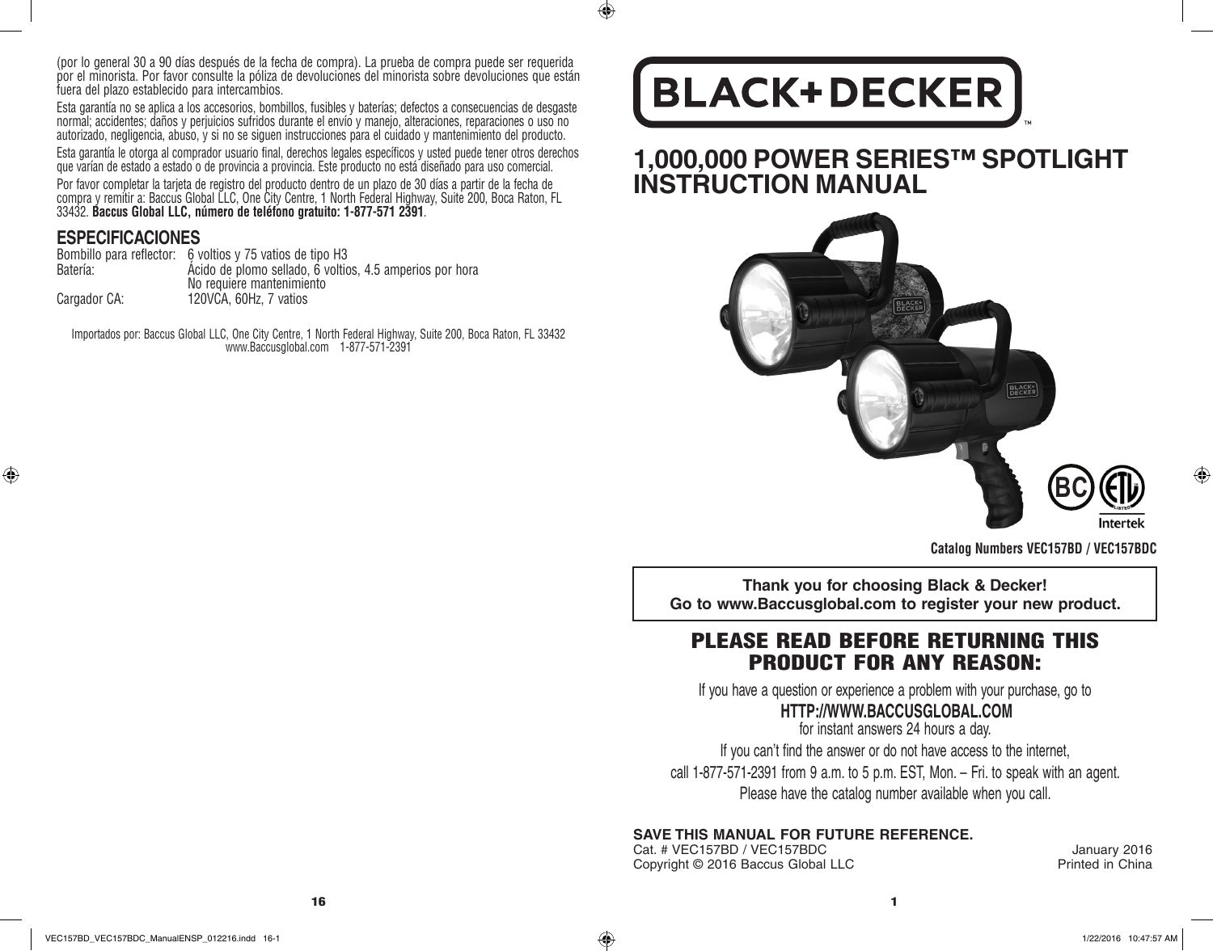(por lo general 30 a 90 días después de la fecha de compra). La prueba de compra puede ser requerida por el minorista. Por favor consulte la póliza de devoluciones del minorista sobre devoluciones que están fuera del plazo establecido para intercambios.

Esta garantía no se aplica a los accesorios, bombillos, fusibles y baterías; defectos a consecuencias de desgaste normal; accidentes; daños y perjuicios sufridos durante el envío y manejo, alteraciones, reparaciones o uso no autorizado, negligencia, abuso, y si no se siguen instrucciones para el cuidado y mantenimiento del producto.

Esta garantía le otorga al comprador usuario final, derechos legales específicos y usted puede tener otros derechos que varían de estado a estado o de provincia a provincia. Este producto no está diseñado para uso comercial.

Por favor completar la tarjeta de registro del producto dentro de un plazo de 30 días a partir de la fecha de compra y remitir a: Baccus Global LLC, One City Centre, 1 North Federal Highway, Suite 200, Boca Raton, FL 33432. **Baccus Global LLC, número de teléfono gratuito: 1-877-571 2391**.

## ESPECIFICACIONES

| | |
|---|---|
| Bombillo para reflector: | 6 voltios y 75 vatios de tipo H3 |
| Batería: | Ácido de plomo sellado, 6 voltios, 4.5 amperios por hora No requiere mantenimiento |
| Cargador CA: | 120VCA, 60Hz, 7 vatios |

Importados por: Baccus Global LLC, One City Centre, 1 North Federal Highway, Suite 200, Boca Raton, FL 33432
www.Baccusglobal.com 1-877-571-2391

BLACK+DECKER™

# 1,000,000 POWER SERIES™ SPOTLIGHT INSTRUCTION MANUAL

**Catalog Numbers VEC157BD / VEC157BDC**

**Thank you for choosing Black & Decker!**
**Go to www.Baccusglobal.com to register your new product.**

## PLEASE READ BEFORE RETURNING THIS PRODUCT FOR ANY REASON:

If you have a question or experience a problem with your purchase, go to

**HTTP://WWW.BACCUSGLOBAL.COM**

for instant answers 24 hours a day.

If you can't find the answer or do not have access to the internet,
call 1-877-571-2391 from 9 a.m. to 5 p.m. EST, Mon. – Fri. to speak with an agent.
Please have the catalog number available when you call.

**SAVE THIS MANUAL FOR FUTURE REFERENCE.**

Cat. # VEC157BD / VEC157BDC — January 2016
Copyright © 2016 Baccus Global LLC — Printed in China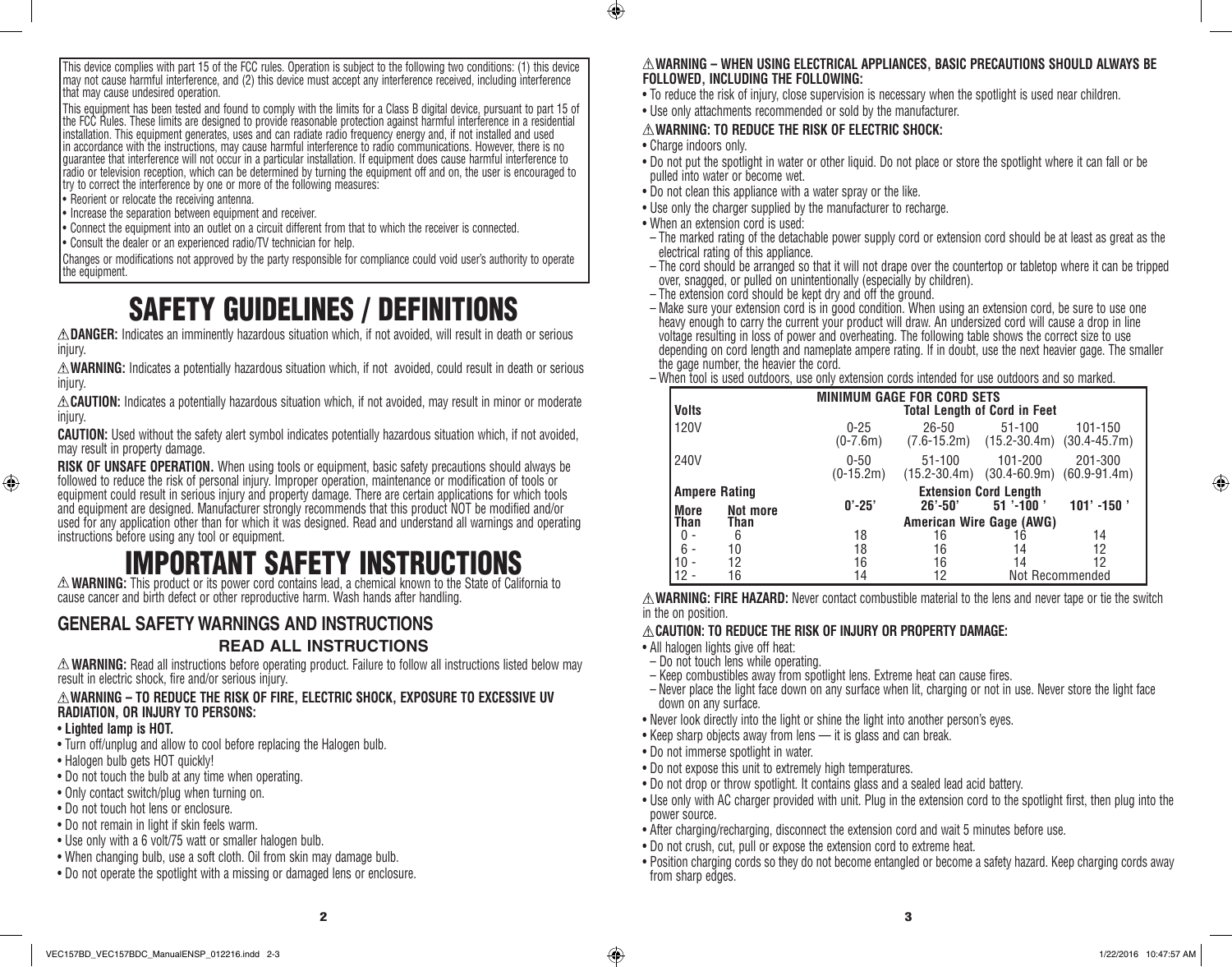This device complies with part 15 of the FCC rules. Operation is subject to the following two conditions: (1) this device may not cause harmful interference, and (2) this device must accept any interference received, including interference that may cause undesired operation.

This equipment has been tested and found to comply with the limits for a Class B digital device, pursuant to part 15 of the FCC Rules. These limits are designed to provide reasonable protection against harmful interference in a residential installation. This equipment generates, uses and can radiate radio frequency energy and, if not installed and used in accordance with the instructions, may cause harmful interference to radio communications. However, there is no guarantee that interference will not occur in a particular installation. If equipment does cause harmful interference to radio or television reception, which can be determined by turning the equipment off and on, the user is encouraged to try to correct the interference by one or more of the following measures:

- Reorient or relocate the receiving antenna.
- Increase the separation between equipment and receiver.
- Connect the equipment into an outlet on a circuit different from that to which the receiver is connected.
- Consult the dealer or an experienced radio/TV technician for help.

Changes or modifications not approved by the party responsible for compliance could void user's authority to operate the equipment.

# SAFETY GUIDELINES / DEFINITIONS

⚠**DANGER:** Indicates an imminently hazardous situation which, if not avoided, will result in death or serious injury.

⚠**WARNING:** Indicates a potentially hazardous situation which, if not avoided, could result in death or serious injury.

⚠**CAUTION:** Indicates a potentially hazardous situation which, if not avoided, may result in minor or moderate injury.

**CAUTION:** Used without the safety alert symbol indicates potentially hazardous situation which, if not avoided, may result in property damage.

**RISK OF UNSAFE OPERATION.** When using tools or equipment, basic safety precautions should always be followed to reduce the risk of personal injury. Improper operation, maintenance or modification of tools or equipment could result in serious injury and property damage. There are certain applications for which tools and equipment are designed. Manufacturer strongly recommends that this product NOT be modified and/or used for any application other than for which it was designed. Read and understand all warnings and operating instructions before using any tool or equipment.

# IMPORTANT SAFETY INSTRUCTIONS

⚠ **WARNING:** This product or its power cord contains lead, a chemical known to the State of California to cause cancer and birth defect or other reproductive harm. Wash hands after handling.

## GENERAL SAFETY WARNINGS AND INSTRUCTIONS

### READ ALL INSTRUCTIONS

⚠ **WARNING:** Read all instructions before operating product. Failure to follow all instructions listed below may result in electric shock, fire and/or serious injury.

⚠**WARNING – TO REDUCE THE RISK OF FIRE, ELECTRIC SHOCK, EXPOSURE TO EXCESSIVE UV RADIATION, OR INJURY TO PERSONS:**

- **Lighted lamp is HOT.**
- Turn off/unplug and allow to cool before replacing the Halogen bulb.
- Halogen bulb gets HOT quickly!
- Do not touch the bulb at any time when operating.
- Only contact switch/plug when turning on.
- Do not touch hot lens or enclosure.
- Do not remain in light if skin feels warm.
- Use only with a 6 volt/75 watt or smaller halogen bulb.
- When changing bulb, use a soft cloth. Oil from skin may damage bulb.
- Do not operate the spotlight with a missing or damaged lens or enclosure.

⚠**WARNING – WHEN USING ELECTRICAL APPLIANCES, BASIC PRECAUTIONS SHOULD ALWAYS BE FOLLOWED, INCLUDING THE FOLLOWING:**

- To reduce the risk of injury, close supervision is necessary when the spotlight is used near children.
- Use only attachments recommended or sold by the manufacturer.

⚠**WARNING: TO REDUCE THE RISK OF ELECTRIC SHOCK:**

- Charge indoors only.
- Do not put the spotlight in water or other liquid. Do not place or store the spotlight where it can fall or be pulled into water or become wet.
- Do not clean this appliance with a water spray or the like.
- Use only the charger supplied by the manufacturer to recharge.
- When an extension cord is used:
  - The marked rating of the detachable power supply cord or extension cord should be at least as great as the electrical rating of this appliance.
  - The cord should be arranged so that it will not drape over the countertop or tabletop where it can be tripped over, snagged, or pulled on unintentionally (especially by children).
  - The extension cord should be kept dry and off the ground.
  - Make sure your extension cord is in good condition. When using an extension cord, be sure to use one heavy enough to carry the current your product will draw. An undersized cord will cause a drop in line voltage resulting in loss of power and overheating. The following table shows the correct size to use depending on cord length and nameplate ampere rating. If in doubt, use the next heavier gage. The smaller the gage number, the heavier the cord.
  - When tool is used outdoors, use only extension cords intended for use outdoors and so marked.

| MINIMUM GAGE FOR CORD SETS | | | | | |
|---|---|---|---|---|---|
| **Volts** | | **Total Length of Cord in Feet** | | | |
| 120V | | 0-25 (0-7.6m) | 26-50 (7.6-15.2m) | 51-100 (15.2-30.4m) | 101-150 (30.4-45.7m) |
| 240V | | 0-50 (0-15.2m) | 51-100 (15.2-30.4m) | 101-200 (30.4-60.9m) | 201-300 (60.9-91.4m) |
| **Ampere Rating** | | **Extension Cord Length** | | | |
| **More Than** | **Not more Than** | **0'-25'** | **26'-50'** | **51 '-100 '** | **101' -150 '** |
| | | **American Wire Gage (AWG)** | | | |
| 0 - | 6 | 18 | 16 | 16 | 14 |
| 6 - | 10 | 18 | 16 | 14 | 12 |
| 10 - | 12 | 16 | 16 | 14 | 12 |
| 12 - | 16 | 14 | 12 | Not Recommended | |

⚠**WARNING: FIRE HAZARD:** Never contact combustible material to the lens and never tape or tie the switch in the on position.

⚠**CAUTION: TO REDUCE THE RISK OF INJURY OR PROPERTY DAMAGE:**

- All halogen lights give off heat:
  - Do not touch lens while operating.
  - Keep combustibles away from spotlight lens. Extreme heat can cause fires.
  - Never place the light face down on any surface when lit, charging or not in use. Never store the light face down on any surface.
- Never look directly into the light or shine the light into another person's eyes.
- Keep sharp objects away from lens — it is glass and can break.
- Do not immerse spotlight in water.
- Do not expose this unit to extremely high temperatures.
- Do not drop or throw spotlight. It contains glass and a sealed lead acid battery.
- Use only with AC charger provided with unit. Plug in the extension cord to the spotlight first, then plug into the power source.
- After charging/recharging, disconnect the extension cord and wait 5 minutes before use.
- Do not crush, cut, pull or expose the extension cord to extreme heat.
- Position charging cords so they do not become entangled or become a safety hazard. Keep charging cords away from sharp edges.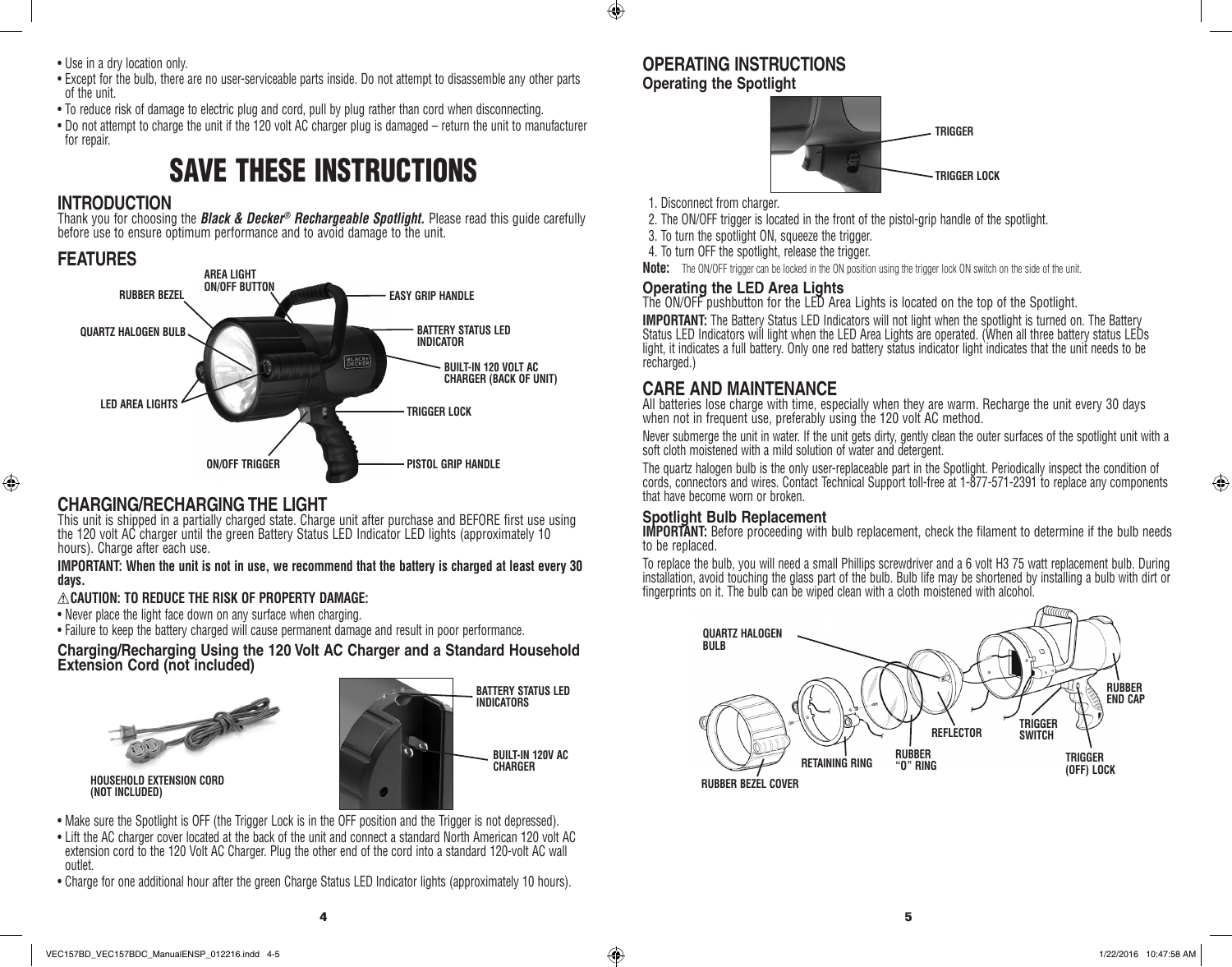- Use in a dry location only.
- Except for the bulb, there are no user-serviceable parts inside. Do not attempt to disassemble any other parts of the unit.
- To reduce risk of damage to electric plug and cord, pull by plug rather than cord when disconnecting.
- Do not attempt to charge the unit if the 120 volt AC charger plug is damaged – return the unit to manufacturer for repair.

# SAVE THESE INSTRUCTIONS

## INTRODUCTION

Thank you for choosing the ***Black & Decker® Rechargeable Spotlight.*** Please read this guide carefully before use to ensure optimum performance and to avoid damage to the unit.

## FEATURES

RUBBER BEZEL
AREA LIGHT ON/OFF BUTTON
EASY GRIP HANDLE
QUARTZ HALOGEN BULB
BATTERY STATUS LED INDICATOR
BUILT-IN 120 VOLT AC CHARGER (BACK OF UNIT)
LED AREA LIGHTS
TRIGGER LOCK
ON/OFF TRIGGER
PISTOL GRIP HANDLE

## CHARGING/RECHARGING THE LIGHT

This unit is shipped in a partially charged state. Charge unit after purchase and BEFORE first use using the 120 volt AC charger until the green Battery Status LED Indicator LED lights (approximately 10 hours). Charge after each use.

**IMPORTANT: When the unit is not in use, we recommend that the battery is charged at least every 30 days.**

**⚠CAUTION: TO REDUCE THE RISK OF PROPERTY DAMAGE:**

- Never place the light face down on any surface when charging.
- Failure to keep the battery charged will cause permanent damage and result in poor performance.

### Charging/Recharging Using the 120 Volt AC Charger and a Standard Household Extension Cord (not included)

HOUSEHOLD EXTENSION CORD (NOT INCLUDED)
BATTERY STATUS LED INDICATORS
BUILT-IN 120V AC CHARGER

- Make sure the Spotlight is OFF (the Trigger Lock is in the OFF position and the Trigger is not depressed).
- Lift the AC charger cover located at the back of the unit and connect a standard North American 120 volt AC extension cord to the 120 Volt AC Charger. Plug the other end of the cord into a standard 120-volt AC wall outlet.
- Charge for one additional hour after the green Charge Status LED Indicator lights (approximately 10 hours).

## OPERATING INSTRUCTIONS

### Operating the Spotlight

TRIGGER
TRIGGER LOCK

1. Disconnect from charger.
2. The ON/OFF trigger is located in the front of the pistol-grip handle of the spotlight.
3. To turn the spotlight ON, squeeze the trigger.
4. To turn OFF the spotlight, release the trigger.

**Note:** The ON/OFF trigger can be locked in the ON position using the trigger lock ON switch on the side of the unit.

### Operating the LED Area Lights

The ON/OFF pushbutton for the LED Area Lights is located on the top of the Spotlight.

**IMPORTANT:** The Battery Status LED Indicators will not light when the spotlight is turned on. The Battery Status LED Indicators will light when the LED Area Lights are operated. (When all three battery status LEDs light, it indicates a full battery. Only one red battery status indicator light indicates that the unit needs to be recharged.)

## CARE AND MAINTENANCE

All batteries lose charge with time, especially when they are warm. Recharge the unit every 30 days when not in frequent use, preferably using the 120 volt AC method.

Never submerge the unit in water. If the unit gets dirty, gently clean the outer surfaces of the spotlight unit with a soft cloth moistened with a mild solution of water and detergent.

The quartz halogen bulb is the only user-replaceable part in the Spotlight. Periodically inspect the condition of cords, connectors and wires. Contact Technical Support toll-free at 1-877-571-2391 to replace any components that have become worn or broken.

### Spotlight Bulb Replacement

**IMPORTANT:** Before proceeding with bulb replacement, check the filament to determine if the bulb needs to be replaced.

To replace the bulb, you will need a small Phillips screwdriver and a 6 volt H3 75 watt replacement bulb. During installation, avoid touching the glass part of the bulb. Bulb life may be shortened by installing a bulb with dirt or fingerprints on it. The bulb can be wiped clean with a cloth moistened with alcohol.

QUARTZ HALOGEN BULB
RUBBER END CAP
REFLECTOR
TRIGGER SWITCH
RETAINING RING
RUBBER "O" RING
TRIGGER (OFF) LOCK
RUBBER BEZEL COVER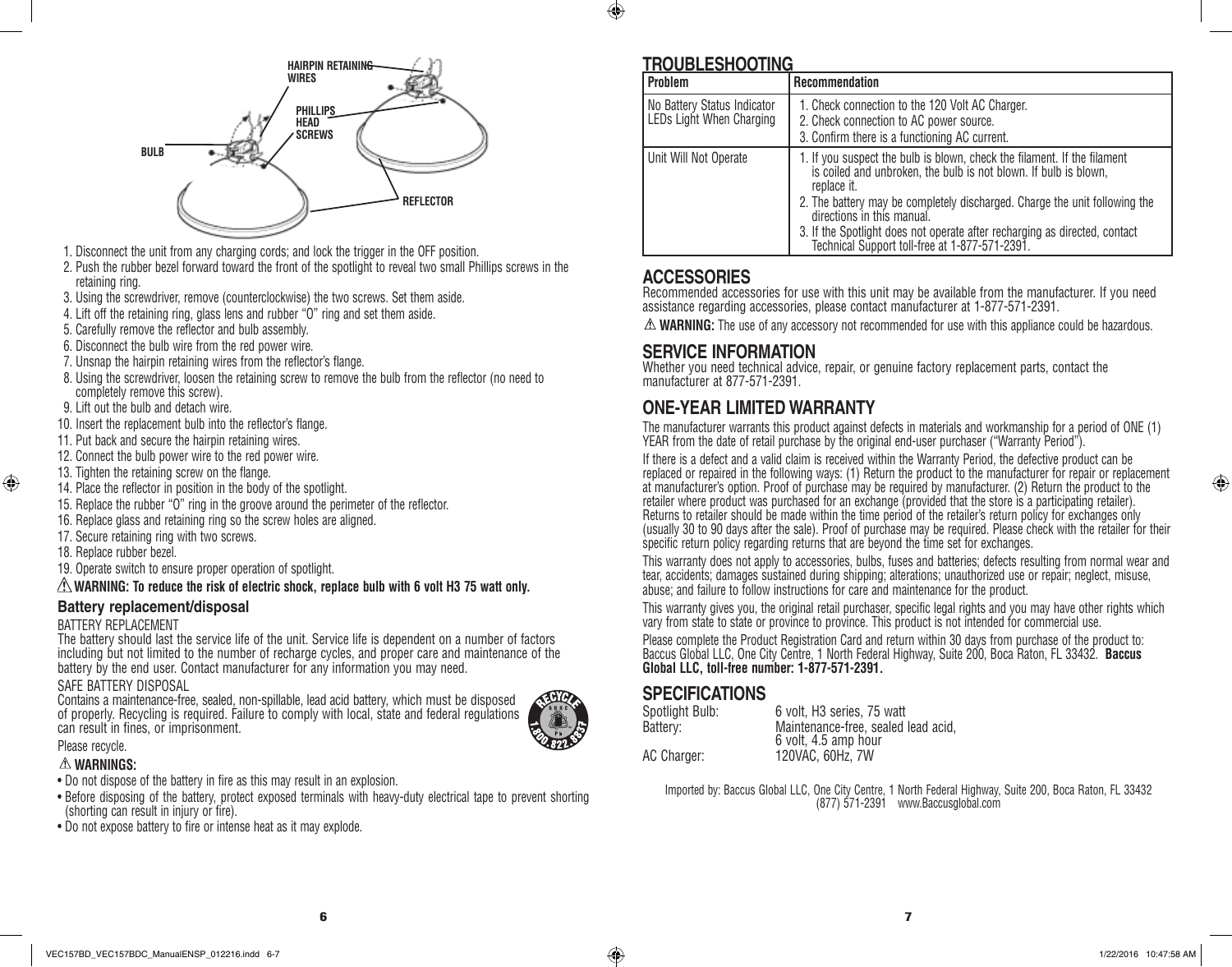HAIRPIN RETAINING WIRES

PHILLIPS HEAD SCREWS

BULB

REFLECTOR

1. Disconnect the unit from any charging cords; and lock the trigger in the OFF position.
2. Push the rubber bezel forward toward the front of the spotlight to reveal two small Phillips screws in the retaining ring.
3. Using the screwdriver, remove (counterclockwise) the two screws. Set them aside.
4. Lift off the retaining ring, glass lens and rubber "O" ring and set them aside.
5. Carefully remove the reflector and bulb assembly.
6. Disconnect the bulb wire from the red power wire.
7. Unsnap the hairpin retaining wires from the reflector's flange.
8. Using the screwdriver, loosen the retaining screw to remove the bulb from the reflector (no need to completely remove this screw).
9. Lift out the bulb and detach wire.
10. Insert the replacement bulb into the reflector's flange.
11. Put back and secure the hairpin retaining wires.
12. Connect the bulb power wire to the red power wire.
13. Tighten the retaining screw on the flange.
14. Place the reflector in position in the body of the spotlight.
15. Replace the rubber "O" ring in the groove around the perimeter of the reflector.
16. Replace glass and retaining ring so the screw holes are aligned.
17. Secure retaining ring with two screws.
18. Replace rubber bezel.
19. Operate switch to ensure proper operation of spotlight.

⚠ **WARNING: To reduce the risk of electric shock, replace bulb with 6 volt H3 75 watt only.**

### Battery replacement/disposal

BATTERY REPLACEMENT

The battery should last the service life of the unit. Service life is dependent on a number of factors including but not limited to the number of recharge cycles, and proper care and maintenance of the battery by the end user. Contact manufacturer for any information you may need.

SAFE BATTERY DISPOSAL

Contains a maintenance-free, sealed, non-spillable, lead acid battery, which must be disposed of properly. Recycling is required. Failure to comply with local, state and federal regulations can result in fines, or imprisonment.

Please recycle.

RECYCLE 1.800.822.8837

⚠ **WARNINGS:**

- Do not dispose of the battery in fire as this may result in an explosion.
- Before disposing of the battery, protect exposed terminals with heavy-duty electrical tape to prevent shorting (shorting can result in injury or fire).
- Do not expose battery to fire or intense heat as it may explode.

## TROUBLESHOOTING

| Problem | Recommendation |
|---|---|
| No Battery Status Indicator LEDs Light When Charging | 1. Check connection to the 120 Volt AC Charger.<br>2. Check connection to AC power source.<br>3. Confirm there is a functioning AC current. |
| Unit Will Not Operate | 1. If you suspect the bulb is blown, check the filament. If the filament is coiled and unbroken, the bulb is not blown. If bulb is blown, replace it.<br>2. The battery may be completely discharged. Charge the unit following the directions in this manual.<br>3. If the Spotlight does not operate after recharging as directed, contact Technical Support toll-free at 1-877-571-2391. |

## ACCESSORIES

Recommended accessories for use with this unit may be available from the manufacturer. If you need assistance regarding accessories, please contact manufacturer at 1-877-571-2391.

⚠ **WARNING:** The use of any accessory not recommended for use with this appliance could be hazardous.

## SERVICE INFORMATION

Whether you need technical advice, repair, or genuine factory replacement parts, contact the manufacturer at 877-571-2391.

## ONE-YEAR LIMITED WARRANTY

The manufacturer warrants this product against defects in materials and workmanship for a period of ONE (1) YEAR from the date of retail purchase by the original end-user purchaser ("Warranty Period").

If there is a defect and a valid claim is received within the Warranty Period, the defective product can be replaced or repaired in the following ways: (1) Return the product to the manufacturer for repair or replacement at manufacturer's option. Proof of purchase may be required by manufacturer. (2) Return the product to the retailer where product was purchased for an exchange (provided that the store is a participating retailer). Returns to retailer should be made within the time period of the retailer's return policy for exchanges only (usually 30 to 90 days after the sale). Proof of purchase may be required. Please check with the retailer for their specific return policy regarding returns that are beyond the time set for exchanges.

This warranty does not apply to accessories, bulbs, fuses and batteries; defects resulting from normal wear and tear, accidents; damages sustained during shipping; alterations; unauthorized use or repair; neglect, misuse, abuse; and failure to follow instructions for care and maintenance for the product.

This warranty gives you, the original retail purchaser, specific legal rights and you may have other rights which vary from state to state or province to province. This product is not intended for commercial use.

Please complete the Product Registration Card and return within 30 days from purchase of the product to: Baccus Global LLC, One City Centre, 1 North Federal Highway, Suite 200, Boca Raton, FL 33432. **Baccus Global LLC, toll-free number: 1-877-571-2391.**

## SPECIFICATIONS

| | |
|---|---|
| Spotlight Bulb: | 6 volt, H3 series, 75 watt |
| Battery: | Maintenance-free, sealed lead acid, 6 volt, 4.5 amp hour |
| AC Charger: | 120VAC, 60Hz, 7W |

Imported by: Baccus Global LLC, One City Centre, 1 North Federal Highway, Suite 200, Boca Raton, FL 33432
(877) 571-2391 www.Baccusglobal.com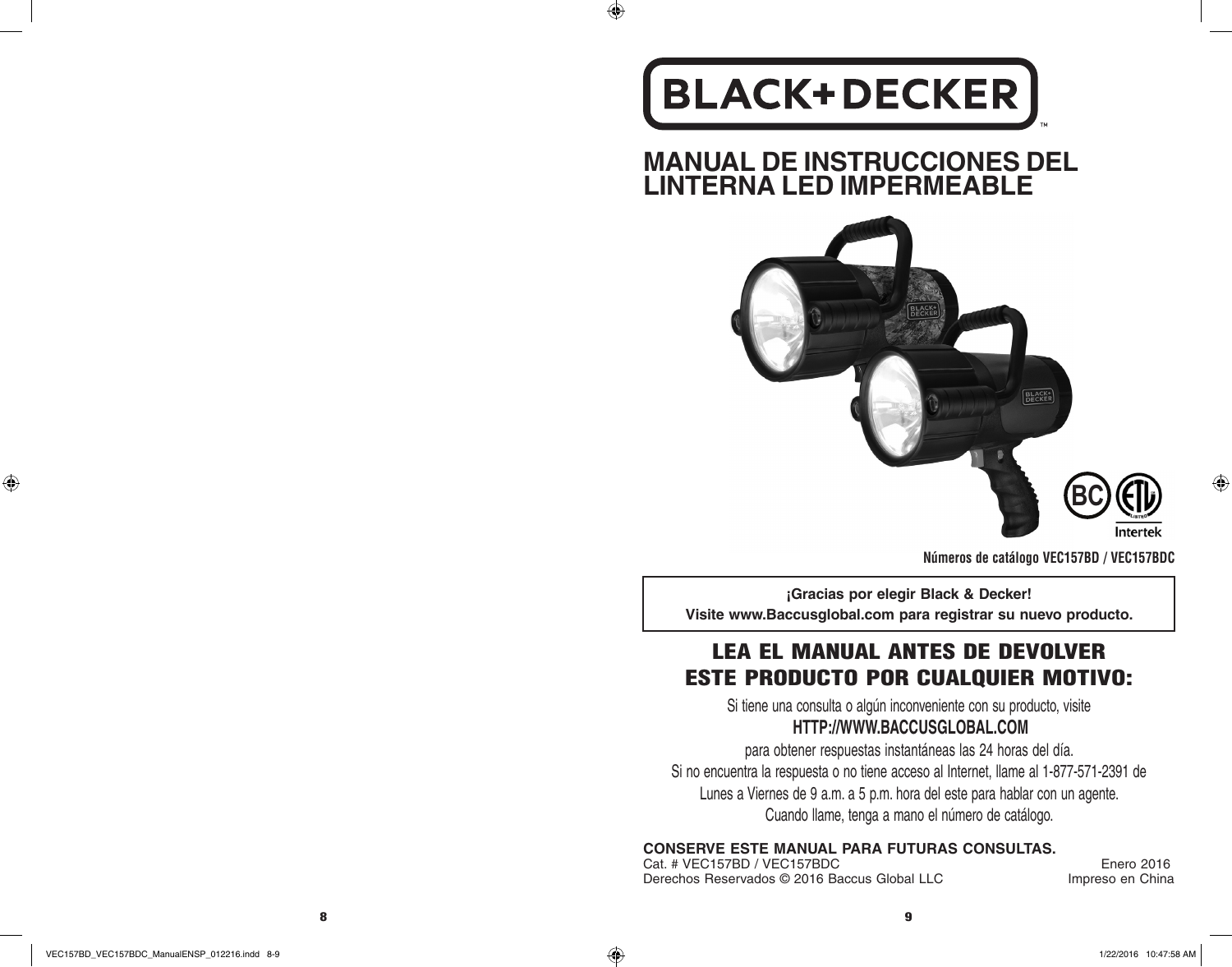**BLACK+DECKER**™

# MANUAL DE INSTRUCCIONES DEL LINTERNA LED IMPERMEABLE

**Números de catálogo VEC157BD / VEC157BDC**

**¡Gracias por elegir Black & Decker!**
**Visite www.Baccusglobal.com para registrar su nuevo producto.**

## LEA EL MANUAL ANTES DE DEVOLVER ESTE PRODUCTO POR CUALQUIER MOTIVO:

Si tiene una consulta o algún inconveniente con su producto, visite

**HTTP://WWW.BACCUSGLOBAL.COM**

para obtener respuestas instantáneas las 24 horas del día.
Si no encuentra la respuesta o no tiene acceso al Internet, llame al 1-877-571-2391 de Lunes a Viernes de 9 a.m. a 5 p.m. hora del este para hablar con un agente.
Cuando llame, tenga a mano el número de catálogo.

**CONSERVE ESTE MANUAL PARA FUTURAS CONSULTAS.**

Cat. # VEC157BD / VEC157BDC — Enero 2016

Derechos Reservados © 2016 Baccus Global LLC — Impreso en China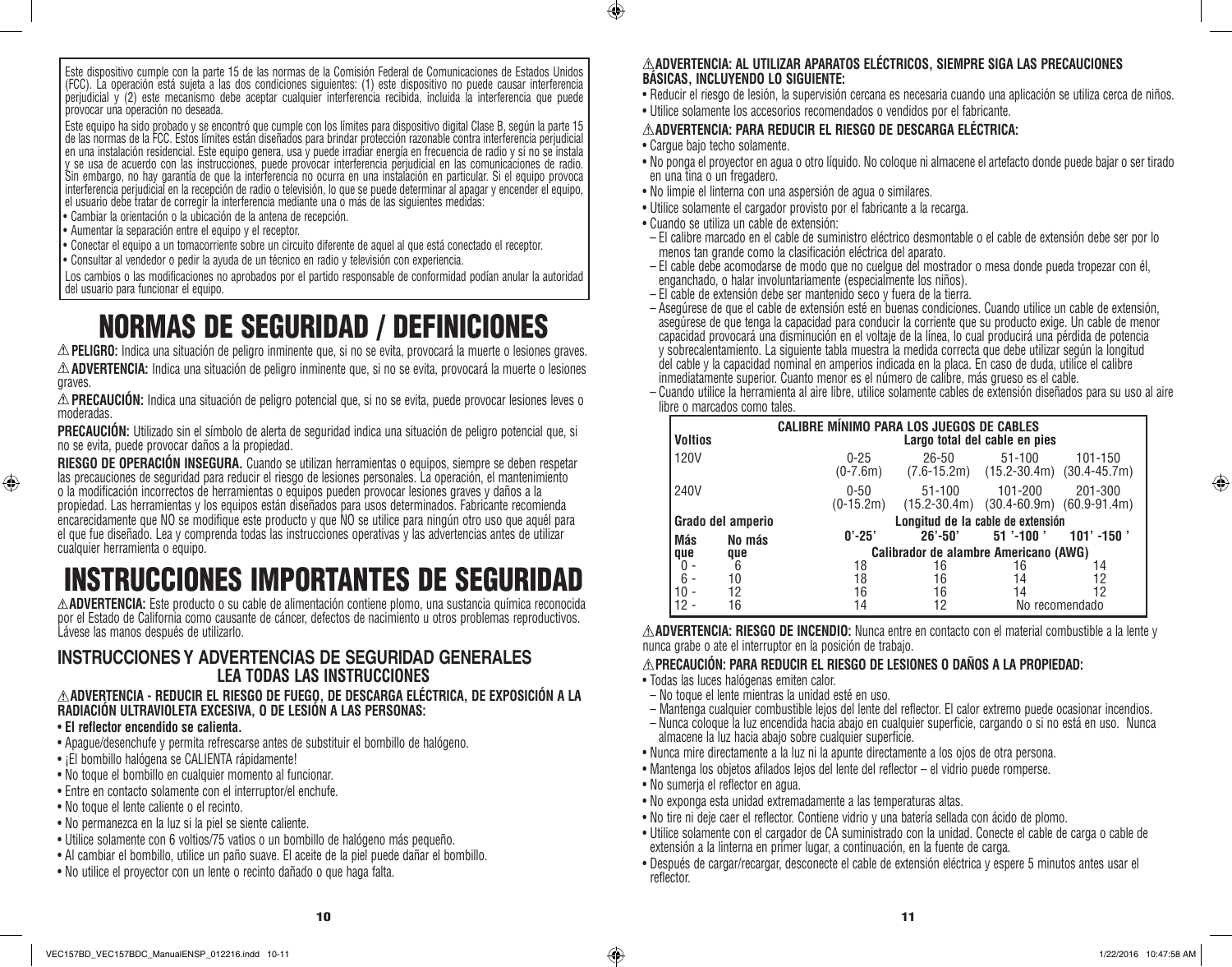Este dispositivo cumple con la parte 15 de las normas de la Comisión Federal de Comunicaciones de Estados Unidos (FCC). La operación está sujeta a las dos condiciones siguientes: (1) este dispositivo no puede causar interferencia perjudicial y (2) este mecanismo debe aceptar cualquier interferencia recibida, incluida la interferencia que puede provocar una operación no deseada.

Este equipo ha sido probado y se encontró que cumple con los límites para dispositivo digital Clase B, según la parte 15 de las normas de la FCC. Estos límites están diseñados para brindar protección razonable contra interferencia perjudicial en una instalación residencial. Este equipo genera, usa y puede irradiar energía en frecuencia de radio y si no se instala y se usa de acuerdo con las instrucciones, puede provocar interferencia perjudicial en las comunicaciones de radio. Sin embargo, no hay garantía de que la interferencia no ocurra en una instalación en particular. Si el equipo provoca interferencia perjudicial en la recepción de radio o televisión, lo que se puede determinar al apagar y encender el equipo, el usuario debe tratar de corregir la interferencia mediante una o más de las siguientes medidas:

- Cambiar la orientación o la ubicación de la antena de recepción.
- Aumentar la separación entre el equipo y el receptor.
- Conectar el equipo a un tomacorriente sobre un circuito diferente de aquel al que está conectado el receptor.
- Consultar al vendedor o pedir la ayuda de un técnico en radio y televisión con experiencia.

Los cambios o las modificaciones no aprobados por el partido responsable de conformidad podían anular la autoridad del usuario para funcionar el equipo.

# NORMAS DE SEGURIDAD / DEFINICIONES

⚠ **PELIGRO:** Indica una situación de peligro inminente que, si no se evita, provocará la muerte o lesiones graves.

⚠ **ADVERTENCIA:** Indica una situación de peligro inminente que, si no se evita, provocará la muerte o lesiones graves.

⚠ **PRECAUCIÓN:** Indica una situación de peligro potencial que, si no se evita, puede provocar lesiones leves o moderadas.

**PRECAUCIÓN:** Utilizado sin el símbolo de alerta de seguridad indica una situación de peligro potencial que, si no se evita, puede provocar daños a la propiedad.

**RIESGO DE OPERACIÓN INSEGURA.** Cuando se utilizan herramientas o equipos, siempre se deben respetar las precauciones de seguridad para reducir el riesgo de lesiones personales. La operación, el mantenimiento o la modificación incorrectos de herramientas o equipos pueden provocar lesiones graves y daños a la propiedad. Las herramientas y los equipos están diseñados para usos determinados. Fabricante recomienda encarecidamente que NO se modifique este producto y que NO se utilice para ningún otro uso que aquél para el que fue diseñado. Lea y comprenda todas las instrucciones operativas y las advertencias antes de utilizar cualquier herramienta o equipo.

# INSTRUCCIONES IMPORTANTES DE SEGURIDAD

⚠ **ADVERTENCIA:** Este producto o su cable de alimentación contiene plomo, una sustancia química reconocida por el Estado de California como causante de cáncer, defectos de nacimiento u otros problemas reproductivos. Lávese las manos después de utilizarlo.

## INSTRUCCIONES Y ADVERTENCIAS DE SEGURIDAD GENERALES
## LEA TODAS LAS INSTRUCCIONES

⚠ **ADVERTENCIA - REDUCIR EL RIESGO DE FUEGO, DE DESCARGA ELÉCTRICA, DE EXPOSICIÓN A LA RADIACIÓN ULTRAVIOLETA EXCESIVA, O DE LESIÓN A LAS PERSONAS:**

- **El reflector encendido se calienta.**
- Apague/desenchufe y permita refrescarse antes de substituir el bombillo de halógeno.
- ¡El bombillo halógena se CALIENTA rápidamente!
- No toque el bombillo en cualquier momento al funcionar.
- Entre en contacto solamente con el interruptor/el enchufe.
- No toque el lente caliente o el recinto.
- No permanezca en la luz si la piel se siente caliente.
- Utilice solamente con 6 voltios/75 vatios o un bombillo de halógeno más pequeño.
- Al cambiar el bombillo, utilice un paño suave. El aceite de la piel puede dañar el bombillo.
- No utilice el proyector con un lente o recinto dañado o que haga falta.

⚠ **ADVERTENCIA: AL UTILIZAR APARATOS ELÉCTRICOS, SIEMPRE SIGA LAS PRECAUCIONES BÁSICAS, INCLUYENDO LO SIGUIENTE:**

- Reducir el riesgo de lesión, la supervisión cercana es necesaria cuando una aplicación se utiliza cerca de niños.
- Utilice solamente los accesorios recomendados o vendidos por el fabricante.

⚠ **ADVERTENCIA: PARA REDUCIR EL RIESGO DE DESCARGA ELÉCTRICA:**

- Cargue bajo techo solamente.
- No ponga el proyector en agua o otro líquido. No coloque ni almacene el artefacto donde puede bajar o ser tirado en una tina o un fregadero.
- No limpie el linterna con una aspersión de agua o similares.
- Utilice solamente el cargador provisto por el fabricante a la recarga.
- Cuando se utiliza un cable de extensión:
  - El calibre marcado en el cable de suministro eléctrico desmontable o el cable de extensión debe ser por lo menos tan grande como la clasificación eléctrica del aparato.
  - El cable debe acomodarse de modo que no cuelgue del mostrador o mesa donde pueda tropezar con él, enganchado, o halar involuntariamente (especialmente los niños).
  - El cable de extensión debe ser mantenido seco y fuera de la tierra.
  - Asegúrese de que el cable de extensión esté en buenas condiciones. Cuando utilice un cable de extensión, asegúrese de que tenga la capacidad para conducir la corriente que su producto exige. Un cable de menor capacidad provocará una disminución en el voltaje de la línea, lo cual producirá una pérdida de potencia y sobrecalentamiento. La siguiente tabla muestra la medida correcta que debe utilizar según la longitud del cable y la capacidad nominal en amperios indicada en la placa. En caso de duda, utilice el calibre inmediatamente superior. Cuanto menor es el número de calibre, más grueso es el cable.
  - Cuando utilice la herramienta al aire libre, utilice solamente cables de extensión diseñados para su uso al aire libre o marcados como tales.

| CALIBRE MÍNIMO PARA LOS JUEGOS DE CABLES | | | | | |
|---|---|---|---|---|---|
| **Voltios** | | **Largo total del cable en pies** | | | |
| 120V | | 0-25 (0-7.6m) | 26-50 (7.6-15.2m) | 51-100 (15.2-30.4m) | 101-150 (30.4-45.7m) |
| 240V | | 0-50 (0-15.2m) | 51-100 (15.2-30.4m) | 101-200 (30.4-60.9m) | 201-300 (60.9-91.4m) |
| **Grado del amperio** | | **Longitud de la cable de extensión** | | | |
| **Más que** | **No más que** | **0'-25'** | **26'-50'** | **51 '-100 '** | **101' -150 '** |
| | | **Calibrador de alambre Americano (AWG)** | | | |
| 0 - | 6 | 18 | 16 | 16 | 14 |
| 6 - | 10 | 18 | 16 | 14 | 12 |
| 10 - | 12 | 16 | 16 | 14 | 12 |
| 12 - | 16 | 14 | 12 | No recomendado | |

⚠ **ADVERTENCIA: RIESGO DE INCENDIO:** Nunca entre en contacto con el material combustible a la lente y nunca grabe o ate el interruptor en la posición de trabajo.

⚠ **PRECAUCIÓN: PARA REDUCIR EL RIESGO DE LESIONES O DAÑOS A LA PROPIEDAD:**

- Todas las luces halógenas emiten calor.
  - No toque el lente mientras la unidad esté en uso.
  - Mantenga cualquier combustible lejos del lente del reflector. El calor extremo puede ocasionar incendios.
  - Nunca coloque la luz encendida hacia abajo en cualquier superficie, cargando o si no está en uso. Nunca almacene la luz hacia abajo sobre cualquier superficie.
- Nunca mire directamente a la luz ni la apunte directamente a los ojos de otra persona.
- Mantenga los objetos afilados lejos del lente del reflector – el vidrio puede romperse.
- No sumerja el reflector en agua.
- No exponga esta unidad extremadamente a las temperaturas altas.
- No tire ni deje caer el reflector. Contiene vidrio y una batería sellada con ácido de plomo.
- Utilice solamente con el cargador de CA suministrado con la unidad. Conecte el cable de carga o cable de extensión a la linterna en primer lugar, a continuación, en la fuente de carga.
- Después de cargar/recargar, desconecte el cable de extensión eléctrica y espere 5 minutos antes usar el reflector.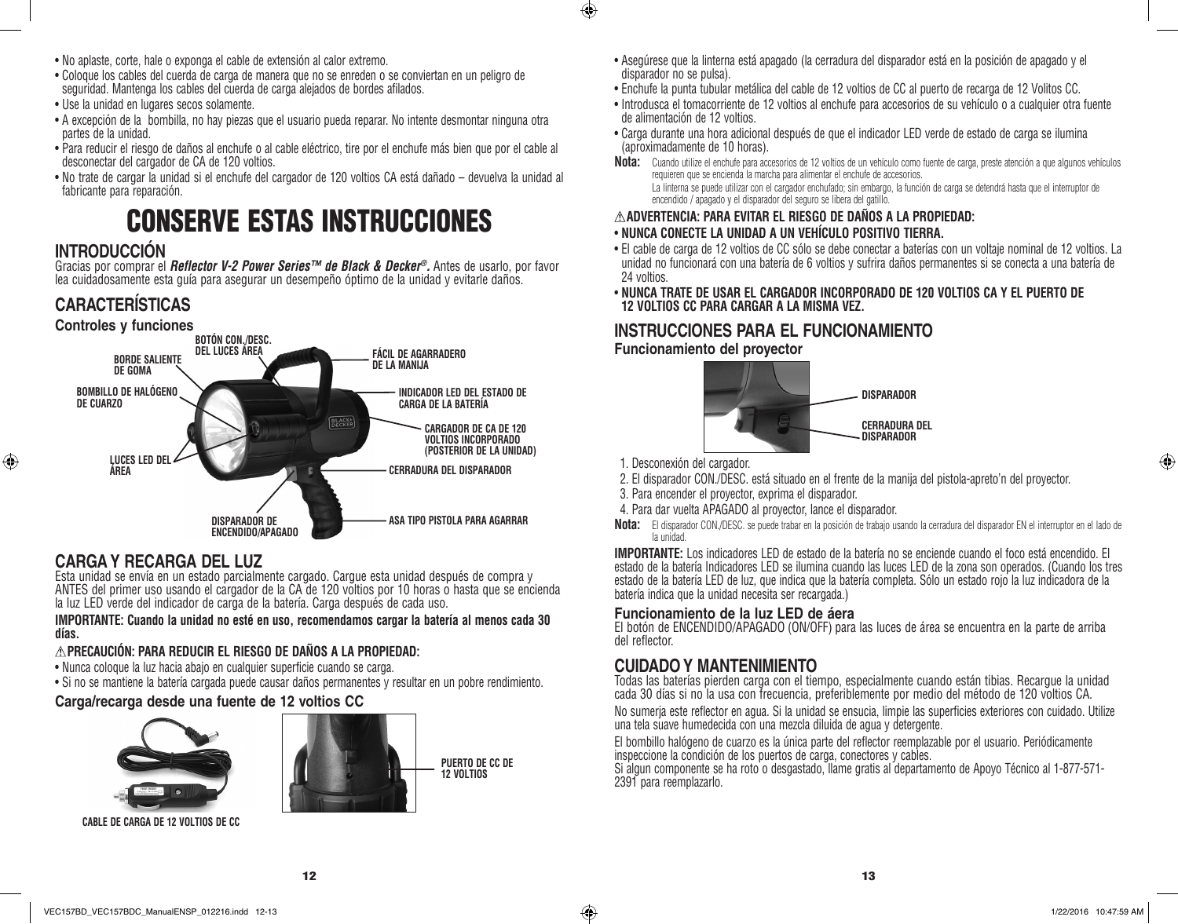- No aplaste, corte, hale o exponga el cable de extensión al calor extremo.
- Coloque los cables del cuerda de carga de manera que no se enreden o se conviertan en un peligro de seguridad. Mantenga los cables del cuerda de carga alejados de bordes afilados.
- Use la unidad en lugares secos solamente.
- A excepción de la bombilla, no hay piezas que el usuario pueda reparar. No intente desmontar ninguna otra partes de la unidad.
- Para reducir el riesgo de daños al enchufe o al cable eléctrico, tire por el enchufe más bien que por el cable al desconectar del cargador de CA de 120 voltios.
- No trate de cargar la unidad si el enchufe del cargador de 120 voltios CA está dañado – devuelva la unidad al fabricante para reparación.

# CONSERVE ESTAS INSTRUCCIONES

## INTRODUCCIÓN

Gracias por comprar el ***Reflector V-2 Power Series™ de Black & Decker®.*** Antes de usarlo, por favor lea cuidadosamente esta guía para asegurar un desempeño óptimo de la unidad y evitarle daños.

## CARACTERÍSTICAS

### Controles y funciones

BOTÓN CON./DESC. DEL LUCES ÁREA
BORDE SALIENTE DE GOMA
BOMBILLO DE HALÓGENO DE CUARZO
LUCES LED DEL ÁREA
DISPARADOR DE ENCENDIDO/APAGADO
FÁCIL DE AGARRADERO DE LA MANIJA
INDICADOR LED DEL ESTADO DE CARGA DE LA BATERÍA
CARGADOR DE CA DE 120 VOLTIOS INCORPORADO (POSTERIOR DE LA UNIDAD)
CERRADURA DEL DISPARADOR
ASA TIPO PISTOLA PARA AGARRAR

## CARGA Y RECARGA DEL LUZ

Esta unidad se envía en un estado parcialmente cargado. Cargue esta unidad después de compra y ANTES del primer uso usando el cargador de la CA de 120 voltios por 10 horas o hasta que se encienda la luz LED verde del indicador de carga de la batería. Carga después de cada uso.

**IMPORTANTE: Cuando la unidad no esté en uso, recomendamos cargar la batería al menos cada 30 días.**

**⚠PRECAUCIÓN: PARA REDUCIR EL RIESGO DE DAÑOS A LA PROPIEDAD:**

- Nunca coloque la luz hacia abajo en cualquier superficie cuando se carga.
- Si no se mantiene la batería cargada puede causar daños permanentes y resultar en un pobre rendimiento.

### Carga/recarga desde una fuente de 12 voltios CC

CABLE DE CARGA DE 12 VOLTIOS DE CC

PUERTO DE CC DE 12 VOLTIOS

- Asegúrese que la linterna está apagado (la cerradura del disparador está en la posición de apagado y el disparador no se pulsa).
- Enchufe la punta tubular metálica del cable de 12 voltios de CC al puerto de recarga de 12 Volitos CC.
- Introdusca el tomacorriente de 12 voltios al enchufe para accesorios de su vehículo o a cualquier otra fuente de alimentación de 12 voltios.
- Carga durante una hora adicional después de que el indicador LED verde de estado de carga se ilumina (aproximadamente de 10 horas).

**Nota:** Cuando utilize el enchufe para accesorios de 12 voltios de un vehículo como fuente de carga, preste atención a que algunos vehículos requieren que se encienda la marcha para alimentar el enchufe de accesorios.
La linterna se puede utilizar con el cargador enchufado; sin embargo, la función de carga se detendrá hasta que el interruptor de encendido / apagado y el disparador del seguro se libera del gatillo.

**⚠ADVERTENCIA: PARA EVITAR EL RIESGO DE DAÑOS A LA PROPIEDAD:**

- **NUNCA CONECTE LA UNIDAD A UN VEHÍCULO POSITIVO TIERRA.**
- El cable de carga de 12 voltios de CC sólo se debe conectar a baterías con un voltaje nominal de 12 voltios. La unidad no funcionará con una batería de 6 voltios y sufrira daños permanentes si se conecta a una batería de 24 voltios.
- **NUNCA TRATE DE USAR EL CARGADOR INCORPORADO DE 120 VOLTIOS CA Y EL PUERTO DE 12 VOLTIOS CC PARA CARGAR A LA MISMA VEZ.**

## INSTRUCCIONES PARA EL FUNCIONAMIENTO

### Funcionamiento del proyector

DISPARADOR
CERRADURA DEL DISPARADOR

1. Desconexión del cargador.
2. El disparador CON./DESC. está situado en el frente de la manija del pistola-apreto'n del proyector.
3. Para encender el proyector, exprima el disparador.
4. Para dar vuelta APAGADO al proyector, lance el disparador.

**Nota:** El disparador CON./DESC. se puede trabar en la posición de trabajo usando la cerradura del disparador EN el interruptor en el lado de la unidad.

**IMPORTANTE:** Los indicadores LED de estado de la batería no se enciende cuando el foco está encendido. El estado de la batería Indicadores LED se ilumina cuando las luces LED de la zona son operados. (Cuando los tres estado de la batería LED de luz, que indica que la batería completa. Sólo un estado rojo la luz indicadora de la batería indica que la unidad necesita ser recargada.)

### Funcionamiento de la luz LED de áera

El botón de ENCENDIDO/APAGADO (ON/OFF) para las luces de área se encuentra en la parte de arriba del reflector.

## CUIDADO Y MANTENIMIENTO

Todas las baterías pierden carga con el tiempo, especialmente cuando están tibias. Recargue la unidad cada 30 días si no la usa con frecuencia, preferiblemente por medio del método de 120 voltios CA.

No sumerja este reflector en agua. Si la unidad se ensucia, limpie las superficies exteriores con cuidado. Utilize una tela suave humedecida con una mezcla diluida de agua y detergente.

El bombillo halógeno de cuarzo es la única parte del reflector reemplazable por el usuario. Periódicamente inspeccione la condición de los puertos de carga, conectores y cables.
Si algun componente se ha roto o desgastado, llame gratis al departamento de Apoyo Técnico al 1-877-571-2391 para reemplazarlo.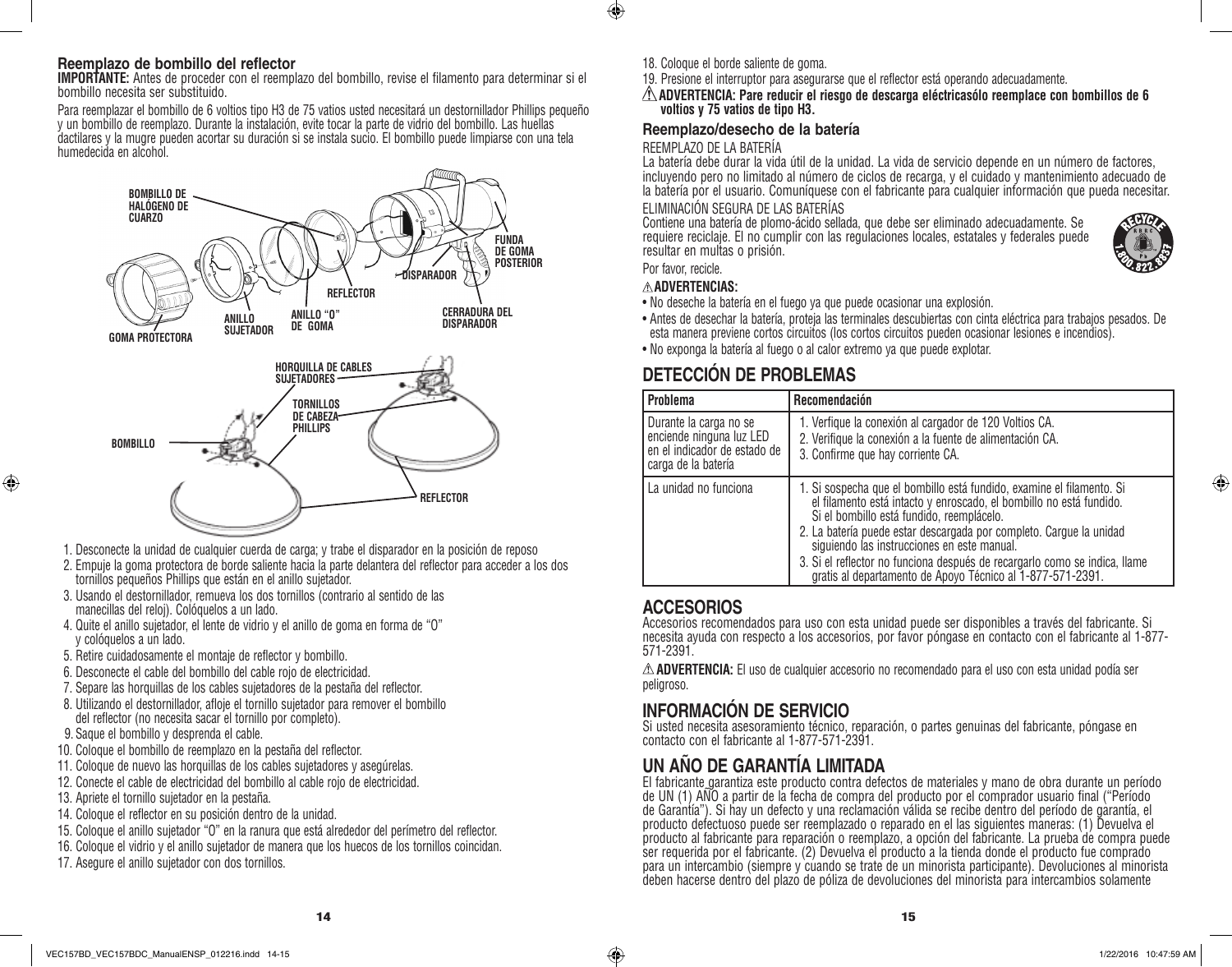### Reemplazo de bombillo del reflector

**IMPORTANTE:** Antes de proceder con el reemplazo del bombillo, revise el filamento para determinar si el bombillo necesita ser substituido.

Para reemplazar el bombillo de 6 voltios tipo H3 de 75 vatios usted necesitará un destornillador Phillips pequeño y un bombillo de reemplazo. Durante la instalación, evite tocar la parte de vidrio del bombillo. Las huellas dactilares y la mugre pueden acortar su duración si se instala sucio. El bombillo puede limpiarse con una tela humedecida en alcohol.

BOMBILLO DE HALÓGENO DE CUARZO
FUNDA DE GOMA POSTERIOR
DISPARADOR
REFLECTOR
ANILLO SUJETADOR
ANILLO "O" DE GOMA
CERRADURA DEL DISPARADOR
GOMA PROTECTORA

HORQUILLA DE CABLES SUJETADORES
TORNILLOS DE CABEZA PHILLIPS
BOMBILLO
REFLECTOR

1. Desconecte la unidad de cualquier cuerda de carga; y trabe el disparador en la posición de reposo
2. Empuje la goma protectora de borde saliente hacia la parte delantera del reflector para acceder a los dos tornillos pequeños Phillips que están en el anillo sujetador.
3. Usando el destornillador, remueva los dos tornillos (contrario al sentido de las manecillas del reloj). Colóquelos a un lado.
4. Quite el anillo sujetador, el lente de vidrio y el anillo de goma en forma de "O" y colóquelos a un lado.
5. Retire cuidadosamente el montaje de reflector y bombillo.
6. Desconecte el cable del bombillo del cable rojo de electricidad.
7. Separe las horquillas de los cables sujetadores de la pestaña del reflector.
8. Utilizando el destornillador, afloje el tornillo sujetador para remover el bombillo del reflector (no necesita sacar el tornillo por completo).
9. Saque el bombillo y desprenda el cable.
10. Coloque el bombillo de reemplazo en la pestaña del reflector.
11. Coloque de nuevo las horquillas de los cables sujetadores y asegúrelas.
12. Conecte el cable de electricidad del bombillo al cable rojo de electricidad.
13. Apriete el tornillo sujetador en la pestaña.
14. Coloque el reflector en su posición dentro de la unidad.
15. Coloque el anillo sujetador "O" en la ranura que está alrededor del perímetro del reflector.
16. Coloque el vidrio y el anillo sujetador de manera que los huecos de los tornillos coincidan.
17. Asegure el anillo sujetador con dos tornillos.
18. Coloque el borde saliente de goma.
19. Presione el interruptor para asegurarse que el reflector está operando adecuadamente.

⚠ **ADVERTENCIA: Pare reducir el riesgo de descarga eléctricasólo reemplace con bombillos de 6 voltios y 75 vatios de tipo H3.**

### Reemplazo/desecho de la batería

REEMPLAZO DE LA BATERÍA

La batería debe durar la vida útil de la unidad. La vida de servicio depende en un número de factores, incluyendo pero no limitado al número de ciclos de recarga, y el cuidado y mantenimiento adecuado de la batería por el usuario. Comuníquese con el fabricante para cualquier información que pueda necesitar.

ELIMINACIÓN SEGURA DE LAS BATERÍAS

Contiene una batería de plomo-ácido sellada, que debe ser eliminado adecuadamente. Se requiere reciclaje. El no cumplir con las regulaciones locales, estatales y federales puede resultar en multas o prisión.

Por favor, recicle.

RECYCLE RBRC Pb 1.800.822.8837

⚠ **ADVERTENCIAS:**

- No deseche la batería en el fuego ya que puede ocasionar una explosión.
- Antes de desechar la batería, proteja las terminales descubiertas con cinta eléctrica para trabajos pesados. De esta manera previene cortos circuitos (los cortos circuitos pueden ocasionar lesiones e incendios).
- No exponga la batería al fuego o al calor extremo ya que puede explotar.

## DETECCIÓN DE PROBLEMAS

| Problema | Recomendación |
|---|---|
| Durante la carga no se enciende ninguna luz LED en el indicador de estado de carga de la batería | 1. Verfique la conexión al cargador de 120 Voltios CA. 2. Verifique la conexión a la fuente de alimentación CA. 3. Confirme que hay corriente CA. |
| La unidad no funciona | 1. Si sospecha que el bombillo está fundido, examine el filamento. Si el filamento está intacto y enroscado, el bombillo no está fundido. Si el bombillo está fundido, reemplácelo. 2. La batería puede estar descargada por completo. Cargue la unidad siguiendo las instrucciones en este manual. 3. Si el reflector no funciona después de recargarlo como se indica, llame gratis al departamento de Apoyo Técnico al 1-877-571-2391. |

## ACCESORIOS

Accesorios recomendados para uso con esta unidad puede ser disponibles a través del fabricante. Si necesita ayuda con respecto a los accesorios, por favor póngase en contacto con el fabricante al 1-877-571-2391.

⚠ **ADVERTENCIA:** El uso de cualquier accesorio no recomendado para el uso con esta unidad podía ser peligroso.

## INFORMACIÓN DE SERVICIO

Si usted necesita asesoramiento técnico, reparación, o partes genuinas del fabricante, póngase en contacto con el fabricante al 1-877-571-2391.

## UN AÑO DE GARANTÍA LIMITADA

El fabricante garantiza este producto contra defectos de materiales y mano de obra durante un período de UN (1) AÑO a partir de la fecha de compra del producto por el comprador usuario final ("Período de Garantía"). Si hay un defecto y una reclamación válida se recibe dentro del período de garantía, el producto defectuoso puede ser reemplazado o reparado en el las siguientes maneras: (1) Devuelva el producto al fabricante para reparación o reemplazo, a opción del fabricante. La prueba de compra puede ser requerida por el fabricante. (2) Devuelva el producto a la tienda donde el producto fue comprado para un intercambio (siempre y cuando se trate de un minorista participante). Devoluciones al minorista deben hacerse dentro del plazo de póliza de devoluciones del minorista para intercambios solamente